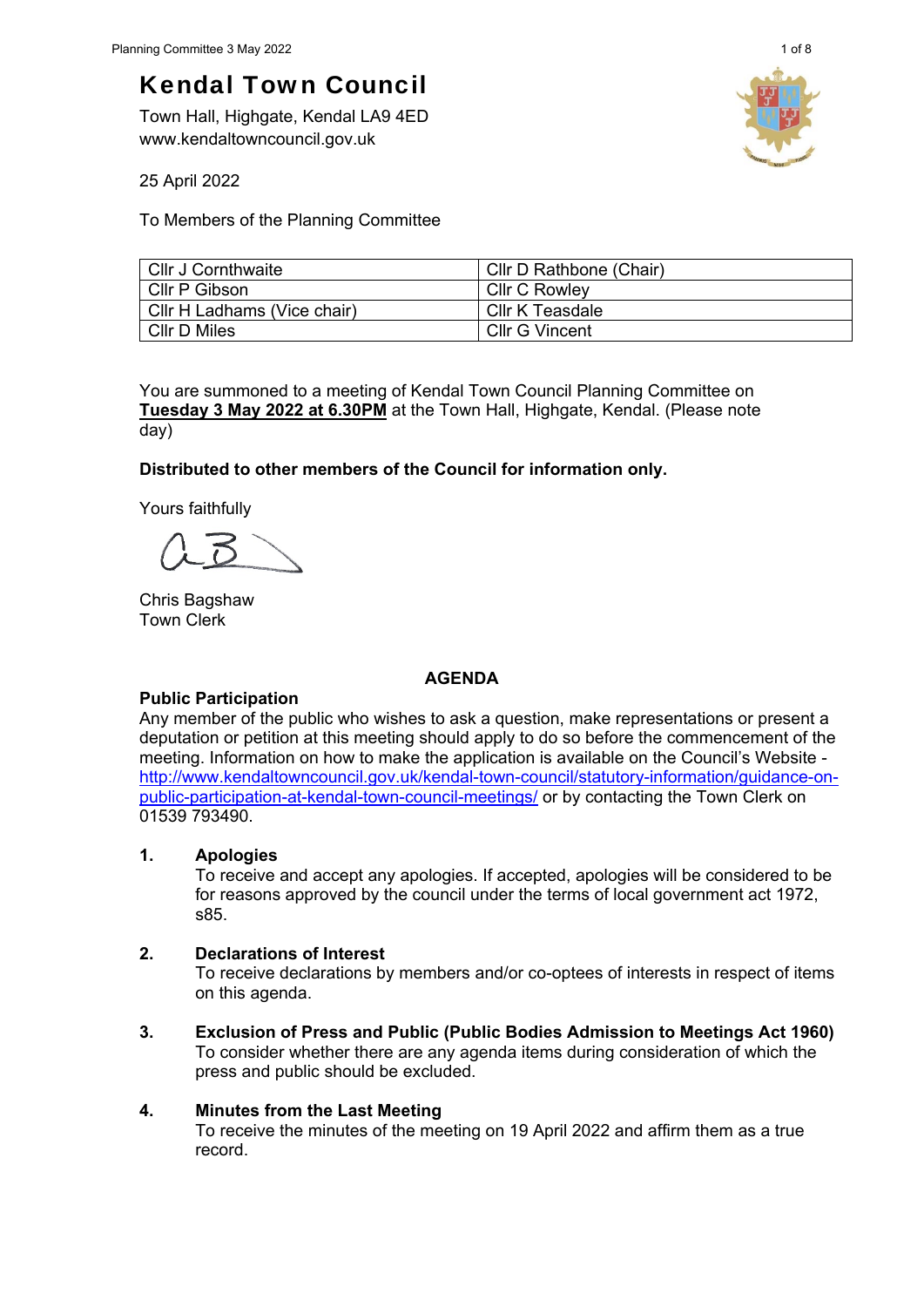# Kendal Town Council

Town Hall, Highgate, Kendal LA9 4ED
www.kendaltowncouncil.gov.uk

25 April 2022

To Members of the Planning Committee

| Cllr J Cornthwaite | Cllr D Rathbone (Chair) |
|---|---|
| Cllr P Gibson | Cllr C Rowley |
| Cllr H Ladhams (Vice chair) | Cllr K Teasdale |
| Cllr D Miles | Cllr G Vincent |

You are summoned to a meeting of Kendal Town Council Planning Committee on **Tuesday 3 May 2022 at 6.30PM** at the Town Hall, Highgate, Kendal. (Please note day)

**Distributed to other members of the Council for information only.**

Yours faithfully

Chris Bagshaw
Town Clerk

## AGENDA

**Public Participation**

Any member of the public who wishes to ask a question, make representations or present a deputation or petition at this meeting should apply to do so before the commencement of the meeting. Information on how to make the application is available on the Council's Website - http://www.kendaltowncouncil.gov.uk/kendal-town-council/statutory-information/guidance-on-public-participation-at-kendal-town-council-meetings/ or by contacting the Town Clerk on 01539 793490.

**1. Apologies**
To receive and accept any apologies. If accepted, apologies will be considered to be for reasons approved by the council under the terms of local government act 1972, s85.

**2. Declarations of Interest**
To receive declarations by members and/or co-optees of interests in respect of items on this agenda.

**3. Exclusion of Press and Public (Public Bodies Admission to Meetings Act 1960)**
To consider whether there are any agenda items during consideration of which the press and public should be excluded.

**4. Minutes from the Last Meeting**
To receive the minutes of the meeting on 19 April 2022 and affirm them as a true record.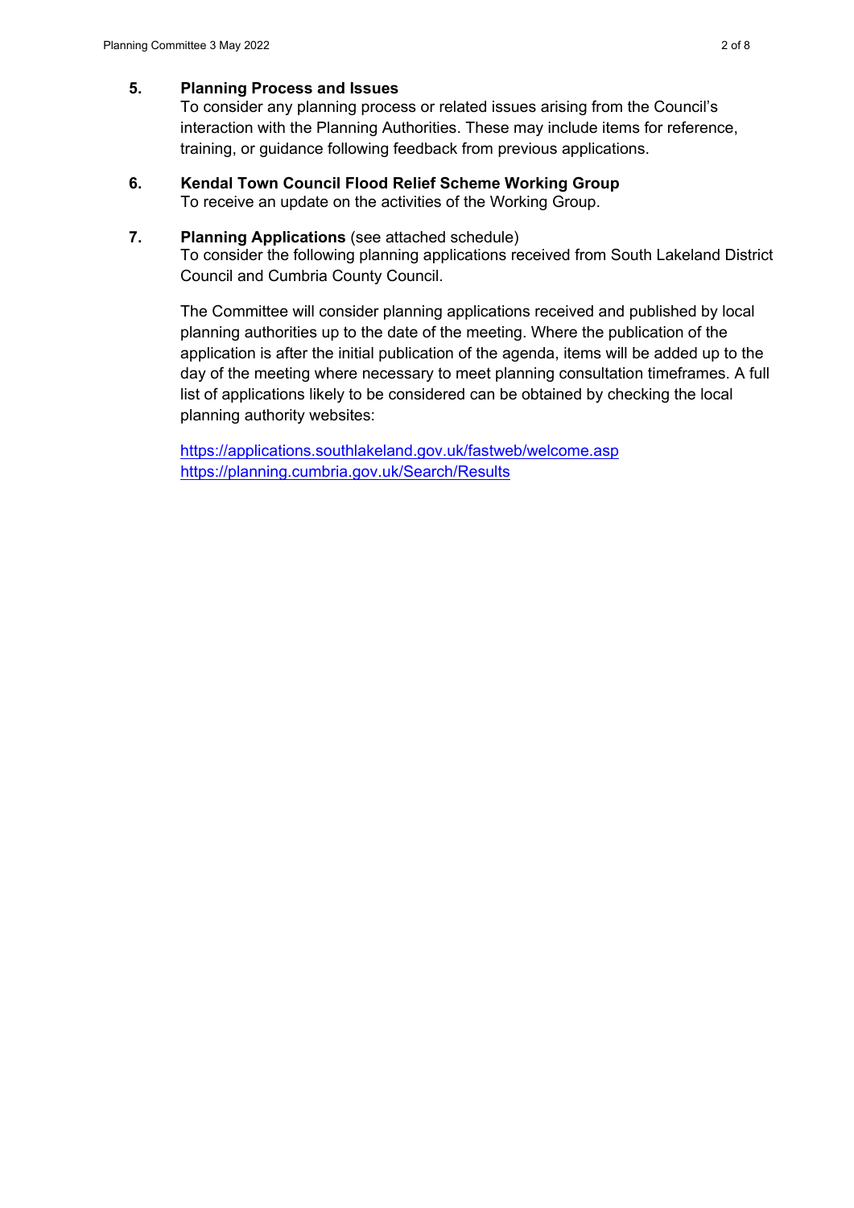**5. Planning Process and Issues**

To consider any planning process or related issues arising from the Council's interaction with the Planning Authorities. These may include items for reference, training, or guidance following feedback from previous applications.

**6. Kendal Town Council Flood Relief Scheme Working Group**

To receive an update on the activities of the Working Group.

**7. Planning Applications** (see attached schedule)

To consider the following planning applications received from South Lakeland District Council and Cumbria County Council.

The Committee will consider planning applications received and published by local planning authorities up to the date of the meeting. Where the publication of the application is after the initial publication of the agenda, items will be added up to the day of the meeting where necessary to meet planning consultation timeframes. A full list of applications likely to be considered can be obtained by checking the local planning authority websites:

https://applications.southlakeland.gov.uk/fastweb/welcome.asp
https://planning.cumbria.gov.uk/Search/Results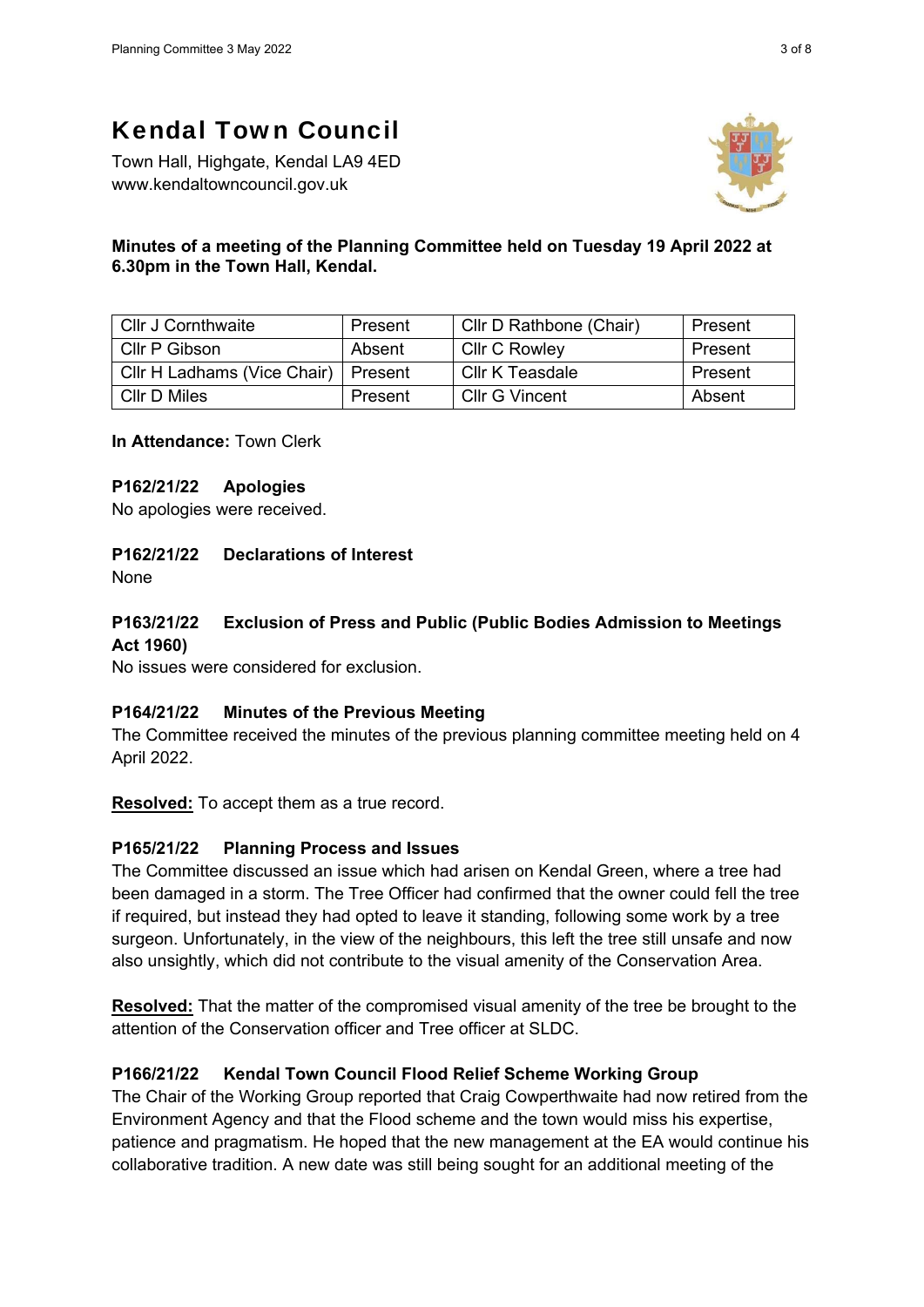# Kendal Town Council

Town Hall, Highgate, Kendal LA9 4ED
www.kendaltowncouncil.gov.uk

**Minutes of a meeting of the Planning Committee held on Tuesday 19 April 2022 at 6.30pm in the Town Hall, Kendal.**

| Cllr J Cornthwaite | Present | Cllr D Rathbone (Chair) | Present |
|---|---|---|---|
| Cllr P Gibson | Absent | Cllr C Rowley | Present |
| Cllr H Ladhams (Vice Chair) | Present | Cllr K Teasdale | Present |
| Cllr D Miles | Present | Cllr G Vincent | Absent |

**In Attendance:** Town Clerk

**P162/21/22 Apologies**
No apologies were received.

**P162/21/22 Declarations of Interest**
None

**P163/21/22 Exclusion of Press and Public (Public Bodies Admission to Meetings Act 1960)**
No issues were considered for exclusion.

**P164/21/22 Minutes of the Previous Meeting**
The Committee received the minutes of the previous planning committee meeting held on 4 April 2022.

**Resolved:** To accept them as a true record.

**P165/21/22 Planning Process and Issues**
The Committee discussed an issue which had arisen on Kendal Green, where a tree had been damaged in a storm. The Tree Officer had confirmed that the owner could fell the tree if required, but instead they had opted to leave it standing, following some work by a tree surgeon. Unfortunately, in the view of the neighbours, this left the tree still unsafe and now also unsightly, which did not contribute to the visual amenity of the Conservation Area.

**Resolved:** That the matter of the compromised visual amenity of the tree be brought to the attention of the Conservation officer and Tree officer at SLDC.

**P166/21/22 Kendal Town Council Flood Relief Scheme Working Group**
The Chair of the Working Group reported that Craig Cowperthwaite had now retired from the Environment Agency and that the Flood scheme and the town would miss his expertise, patience and pragmatism. He hoped that the new management at the EA would continue his collaborative tradition. A new date was still being sought for an additional meeting of the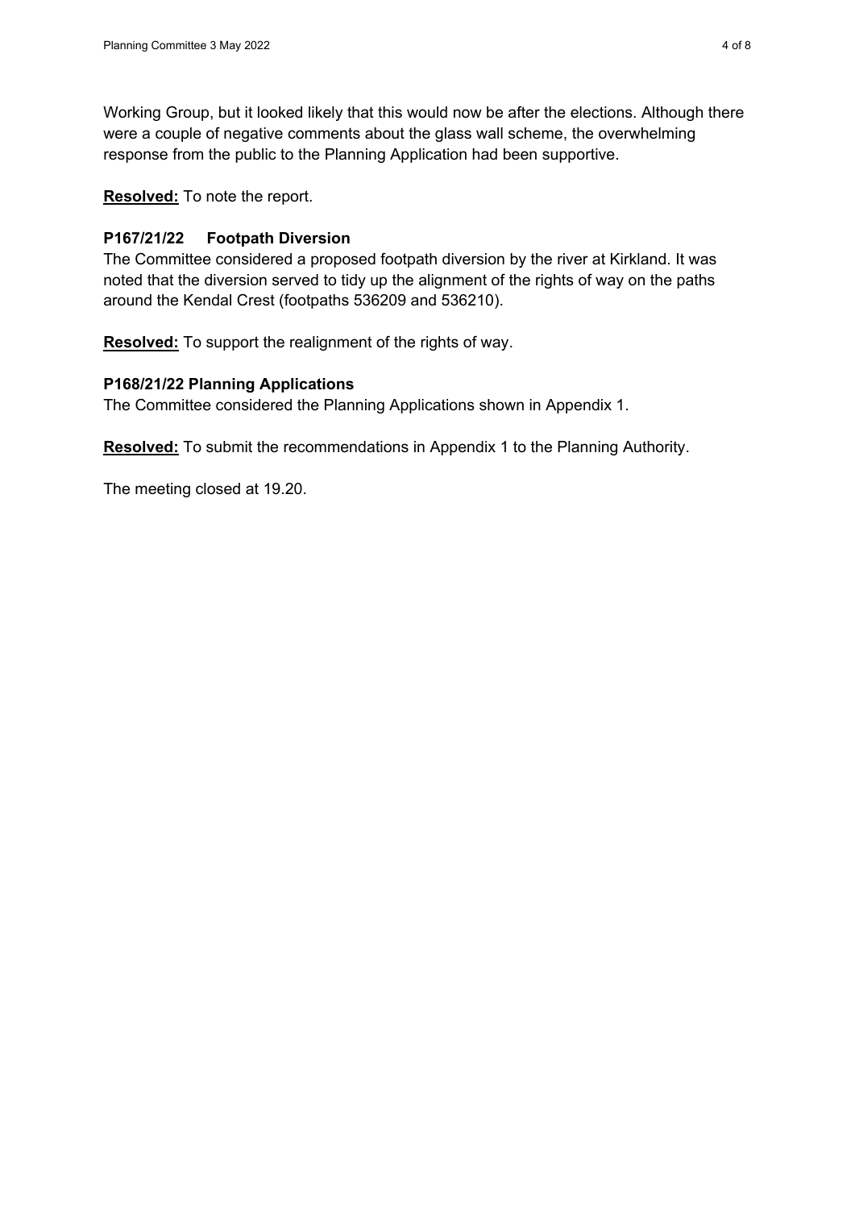Working Group, but it looked likely that this would now be after the elections. Although there were a couple of negative comments about the glass wall scheme, the overwhelming response from the public to the Planning Application had been supportive.

**Resolved:** To note the report.

### P167/21/22 Footpath Diversion

The Committee considered a proposed footpath diversion by the river at Kirkland. It was noted that the diversion served to tidy up the alignment of the rights of way on the paths around the Kendal Crest (footpaths 536209 and 536210).

**Resolved:** To support the realignment of the rights of way.

### P168/21/22 Planning Applications

The Committee considered the Planning Applications shown in Appendix 1.

**Resolved:** To submit the recommendations in Appendix 1 to the Planning Authority.

The meeting closed at 19.20.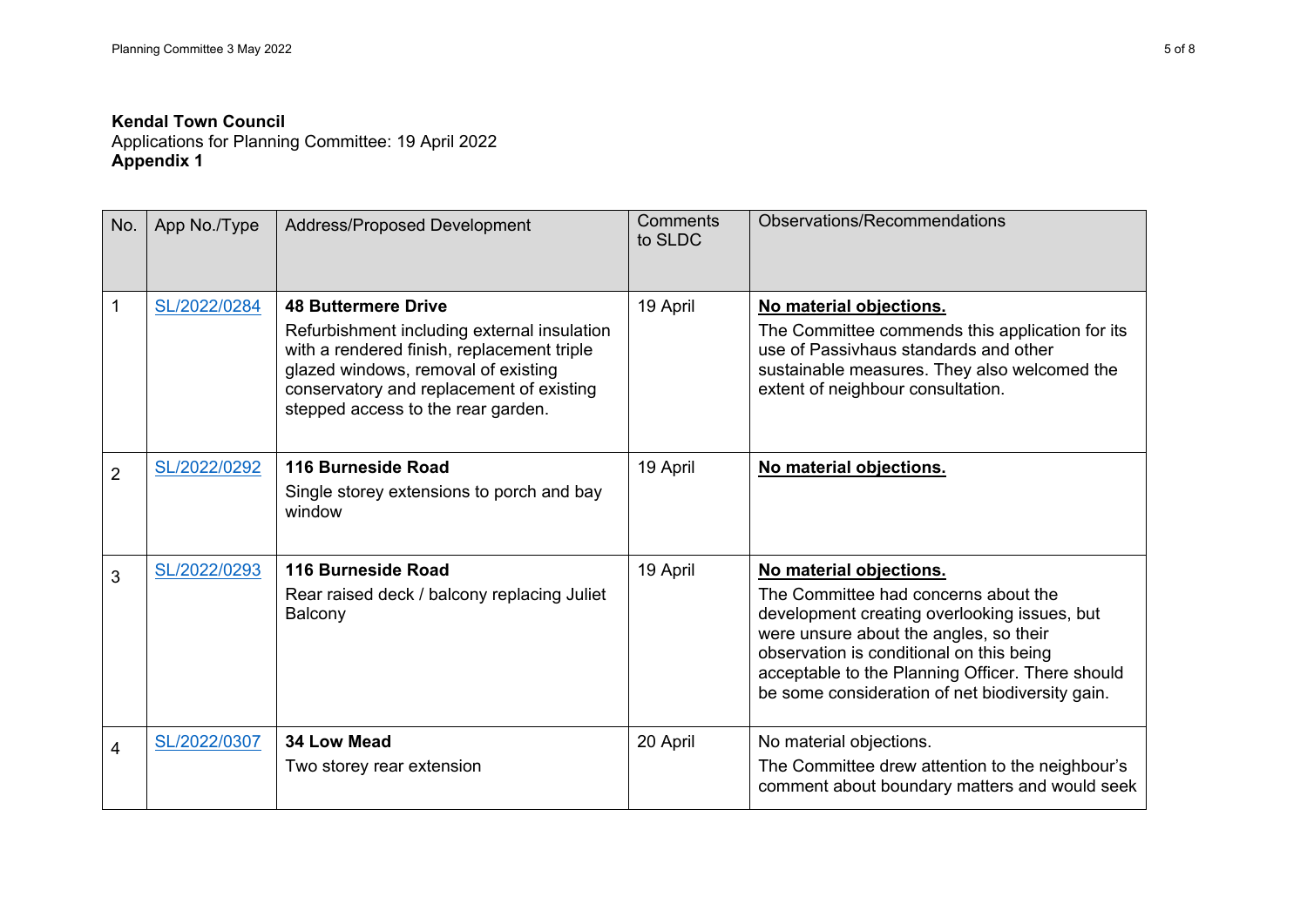**Kendal Town Council**
Applications for Planning Committee: 19 April 2022
**Appendix 1**

| No. | App No./Type | Address/Proposed Development | Comments to SLDC | Observations/Recommendations |
|---|---|---|---|---|
| 1 | SL/2022/0284 | **48 Buttermere Drive** Refurbishment including external insulation with a rendered finish, replacement triple glazed windows, removal of existing conservatory and replacement of existing stepped access to the rear garden. | 19 April | **No material objections.** The Committee commends this application for its use of Passivhaus standards and other sustainable measures. They also welcomed the extent of neighbour consultation. |
| 2 | SL/2022/0292 | **116 Burneside Road** Single storey extensions to porch and bay window | 19 April | **No material objections.** |
| 3 | SL/2022/0293 | **116 Burneside Road** Rear raised deck / balcony replacing Juliet Balcony | 19 April | **No material objections.** The Committee had concerns about the development creating overlooking issues, but were unsure about the angles, so their observation is conditional on this being acceptable to the Planning Officer. There should be some consideration of net biodiversity gain. |
| 4 | SL/2022/0307 | **34 Low Mead** Two storey rear extension | 20 April | No material objections. The Committee drew attention to the neighbour's comment about boundary matters and would seek |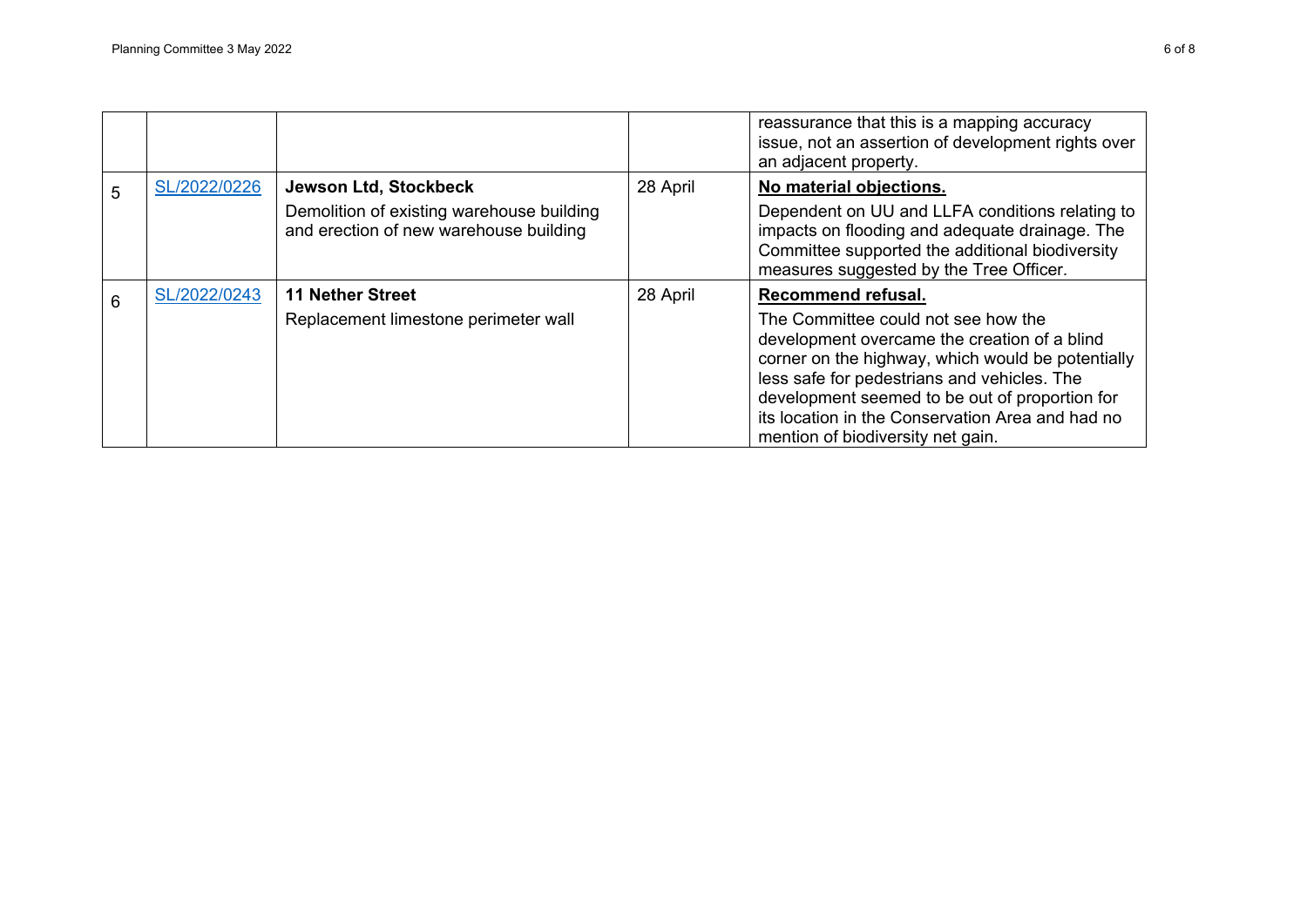| | | | | |
|---|---|---|---|---|
| | | | | reassurance that this is a mapping accuracy issue, not an assertion of development rights over an adjacent property. |
| 5 | SL/2022/0226 | **Jewson Ltd, Stockbeck**<br><br>Demolition of existing warehouse building and erection of new warehouse building | 28 April | **No material objections.**<br><br>Dependent on UU and LLFA conditions relating to impacts on flooding and adequate drainage. The Committee supported the additional biodiversity measures suggested by the Tree Officer. |
| 6 | SL/2022/0243 | **11 Nether Street**<br><br>Replacement limestone perimeter wall | 28 April | **Recommend refusal.**<br><br>The Committee could not see how the development overcame the creation of a blind corner on the highway, which would be potentially less safe for pedestrians and vehicles. The development seemed to be out of proportion for its location in the Conservation Area and had no mention of biodiversity net gain. |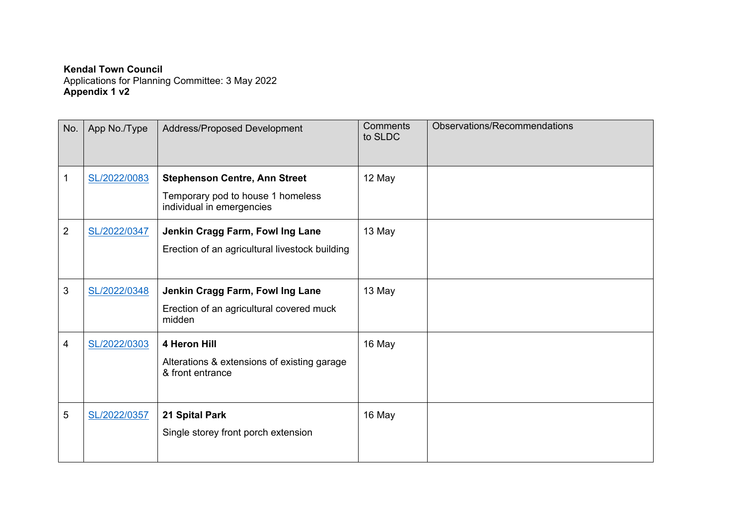**Kendal Town Council**
Applications for Planning Committee: 3 May 2022
**Appendix 1 v2**

| No. | App No./Type | Address/Proposed Development | Comments to SLDC | Observations/Recommendations |
|---|---|---|---|---|
| 1 | SL/2022/0083 | **Stephenson Centre, Ann Street**<br>Temporary pod to house 1 homeless individual in emergencies | 12 May | |
| 2 | SL/2022/0347 | **Jenkin Cragg Farm, Fowl Ing Lane**<br>Erection of an agricultural livestock building | 13 May | |
| 3 | SL/2022/0348 | **Jenkin Cragg Farm, Fowl Ing Lane**<br>Erection of an agricultural covered muck midden | 13 May | |
| 4 | SL/2022/0303 | **4 Heron Hill**<br>Alterations & extensions of existing garage & front entrance | 16 May | |
| 5 | SL/2022/0357 | **21 Spital Park**<br>Single storey front porch extension | 16 May | |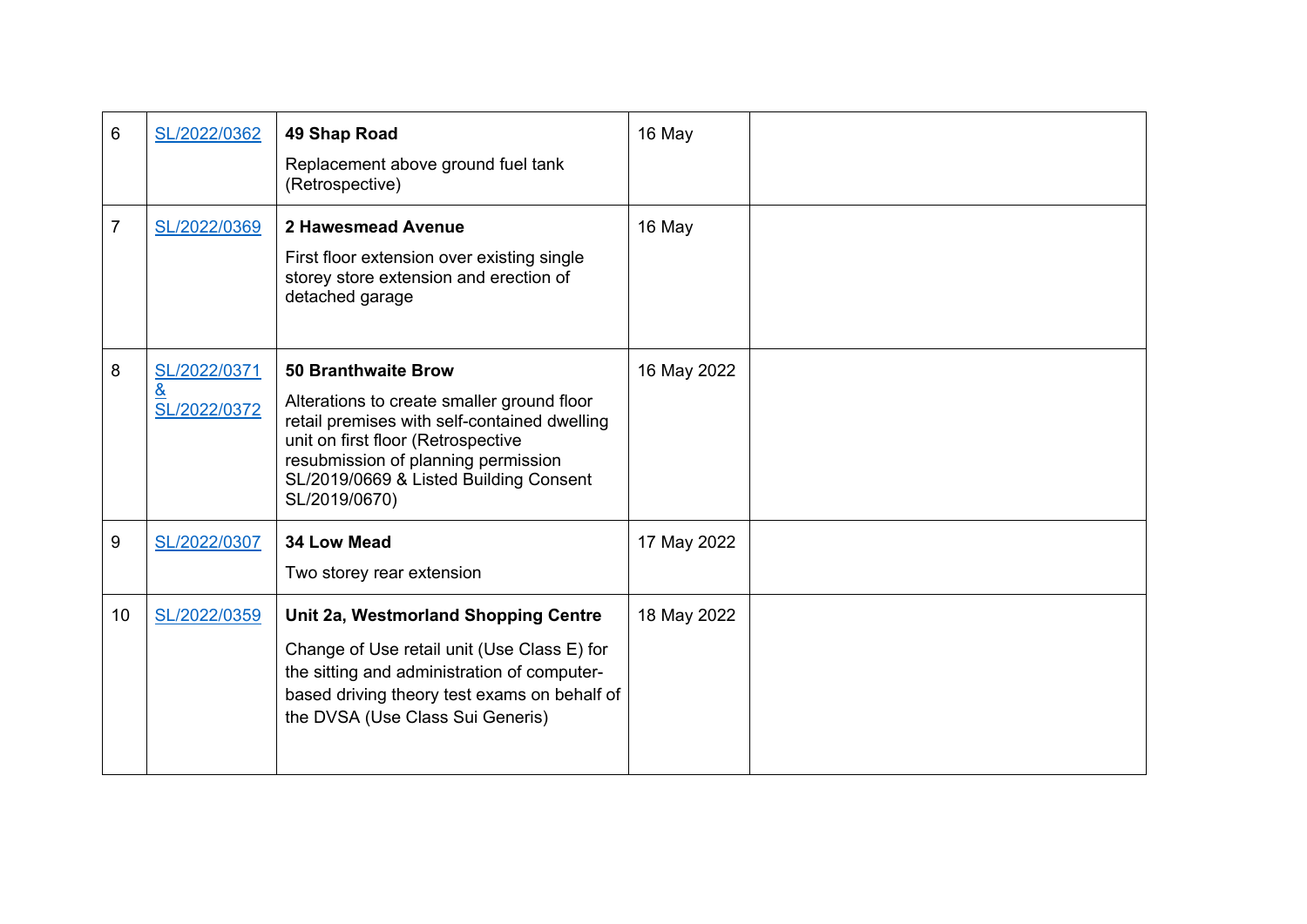| 6 | SL/2022/0362 | **49 Shap Road**<br><br>Replacement above ground fuel tank (Retrospective) | 16 May | |
|---|---|---|---|---|
| 7 | SL/2022/0369 | **2 Hawesmead Avenue**<br><br>First floor extension over existing single storey store extension and erection of detached garage | 16 May | |
| 8 | SL/2022/0371 & SL/2022/0372 | **50 Branthwaite Brow**<br><br>Alterations to create smaller ground floor retail premises with self-contained dwelling unit on first floor (Retrospective resubmission of planning permission SL/2019/0669 & Listed Building Consent SL/2019/0670) | 16 May 2022 | |
| 9 | SL/2022/0307 | **34 Low Mead**<br><br>Two storey rear extension | 17 May 2022 | |
| 10 | SL/2022/0359 | **Unit 2a, Westmorland Shopping Centre**<br><br>Change of Use retail unit (Use Class E) for the sitting and administration of computer-based driving theory test exams on behalf of the DVSA (Use Class Sui Generis) | 18 May 2022 | |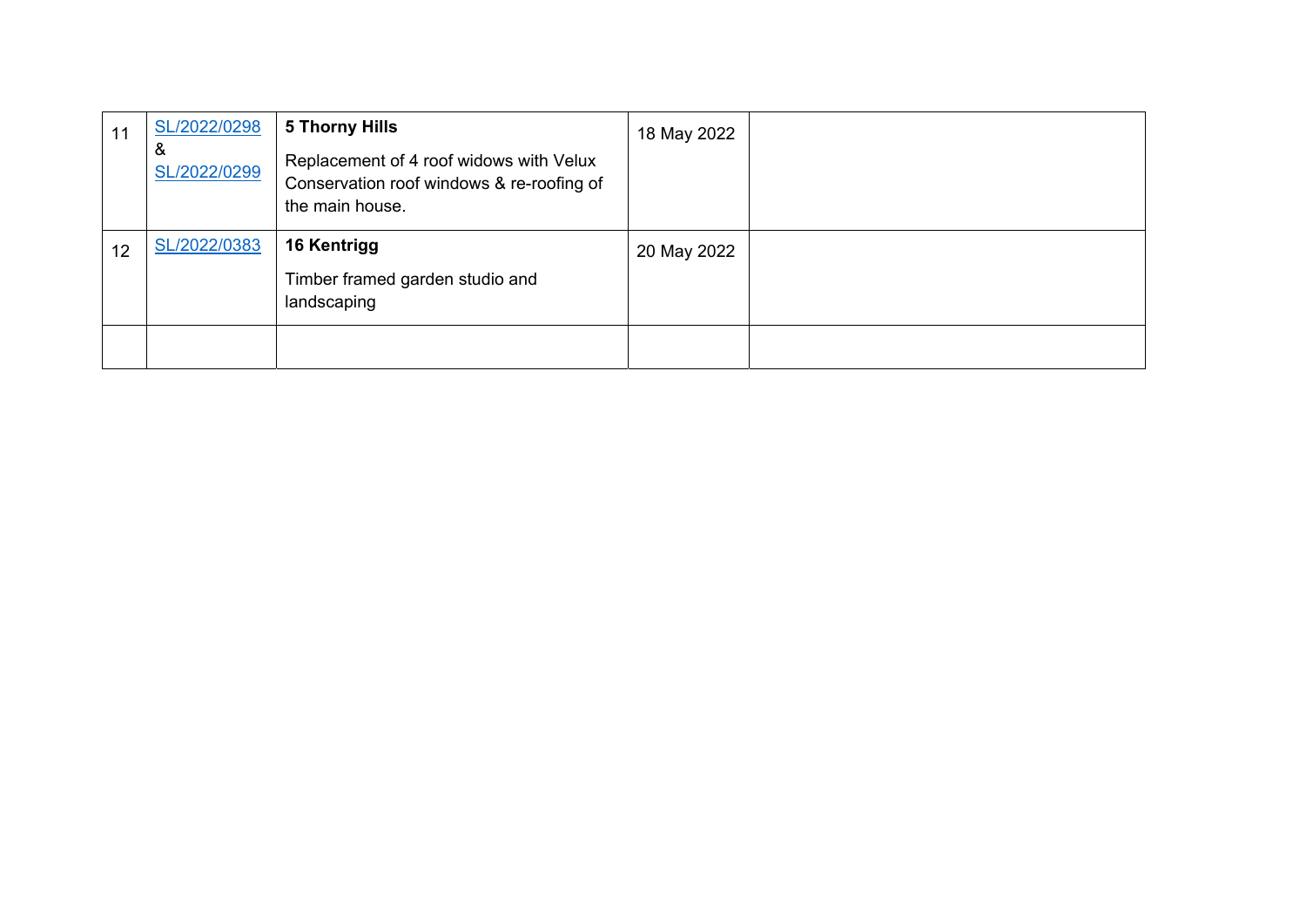| | | | | |
|---|---|---|---|---|
| 11 | SL/2022/0298 & SL/2022/0299 | **5 Thorny Hills**<br>Replacement of 4 roof widows with Velux Conservation roof windows & re-roofing of the main house. | 18 May 2022 | |
| 12 | SL/2022/0383 | **16 Kentrigg**<br>Timber framed garden studio and landscaping | 20 May 2022 | |
| | | | | |